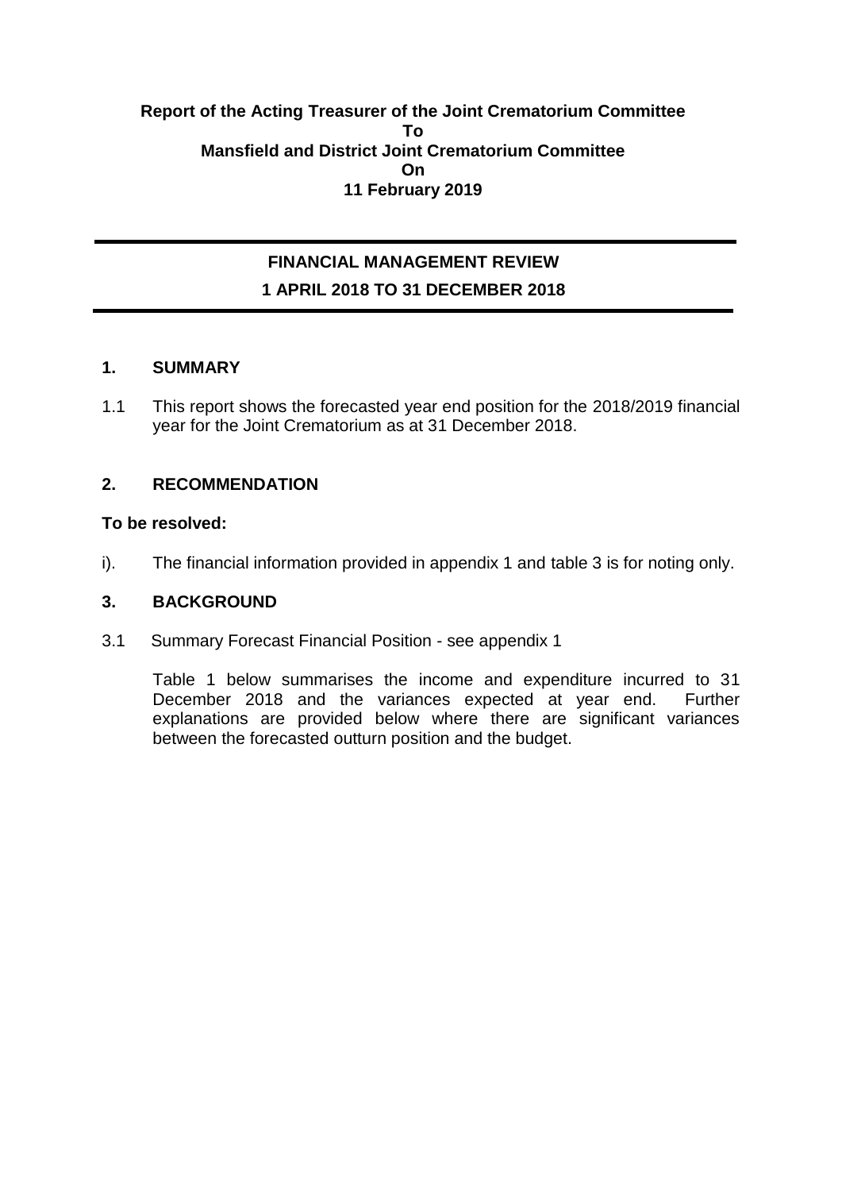**Report of the Acting Treasurer of the Joint Crematorium Committee**
**To**
**Mansfield and District Joint Crematorium Committee**
**On**
**11 February 2019**

---

# FINANCIAL MANAGEMENT REVIEW
# 1 APRIL 2018 TO 31 DECEMBER 2018

---

## 1. SUMMARY

1.1 This report shows the forecasted year end position for the 2018/2019 financial year for the Joint Crematorium as at 31 December 2018.

## 2. RECOMMENDATION

**To be resolved:**

i). The financial information provided in appendix 1 and table 3 is for noting only.

## 3. BACKGROUND

3.1 Summary Forecast Financial Position - see appendix 1

Table 1 below summarises the income and expenditure incurred to 31 December 2018 and the variances expected at year end. Further explanations are provided below where there are significant variances between the forecasted outturn position and the budget.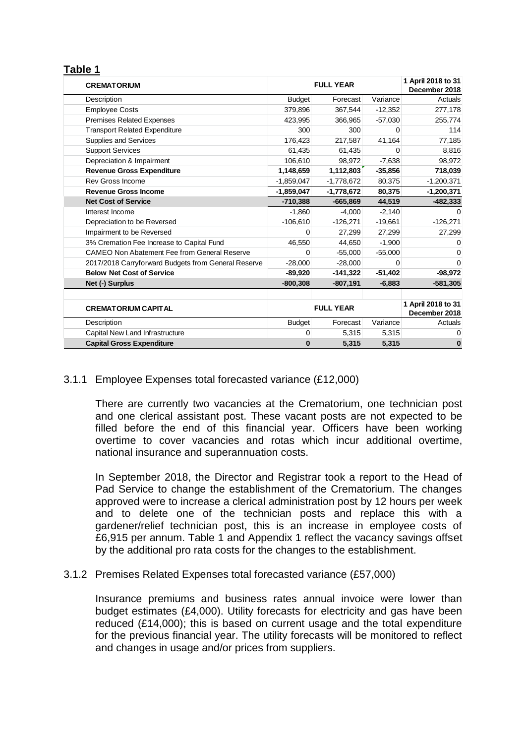**Table 1**

| CREMATORIUM | FULL YEAR | | | 1 April 2018 to 31 December 2018 |
|---|---|---|---|---|
| Description | Budget | Forecast | Variance | Actuals |
| Employee Costs | 379,896 | 367,544 | -12,352 | 277,178 |
| Premises Related Expenses | 423,995 | 366,965 | -57,030 | 255,774 |
| Transport Related Expenditure | 300 | 300 | 0 | 114 |
| Supplies and Services | 176,423 | 217,587 | 41,164 | 77,185 |
| Support Services | 61,435 | 61,435 | 0 | 8,816 |
| Depreciation & Impairment | 106,610 | 98,972 | -7,638 | 98,972 |
| **Revenue Gross Expenditure** | **1,148,659** | **1,112,803** | **-35,856** | **718,039** |
| Rev Gross Income | -1,859,047 | -1,778,672 | 80,375 | -1,200,371 |
| **Revenue Gross Income** | **-1,859,047** | **-1,778,672** | **80,375** | **-1,200,371** |
| **Net Cost of Service** | **-710,388** | **-665,869** | **44,519** | **-482,333** |
| Interest Income | -1,860 | -4,000 | -2,140 | 0 |
| Depreciation to be Reversed | -106,610 | -126,271 | -19,661 | -126,271 |
| Impairment to be Reversed | 0 | 27,299 | 27,299 | 27,299 |
| 3% Cremation Fee Increase to Capital Fund | 46,550 | 44,650 | -1,900 | 0 |
| CAMEO Non Abatement Fee from General Reserve | 0 | -55,000 | -55,000 | 0 |
| 2017/2018 Carryforward Budgets from General Reserve | -28,000 | -28,000 | 0 | 0 |
| **Below Net Cost of Service** | **-89,920** | **-141,322** | **-51,402** | **-98,972** |
| **Net (-) Surplus** | **-800,308** | **-807,191** | **-6,883** | **-581,305** |

| CREMATORIUM CAPITAL | FULL YEAR | | | 1 April 2018 to 31 December 2018 |
|---|---|---|---|---|
| Description | Budget | Forecast | Variance | Actuals |
| Capital New Land Infrastructure | 0 | 5,315 | 5,315 | 0 |
| **Capital Gross Expenditure** | **0** | **5,315** | **5,315** | **0** |

3.1.1 Employee Expenses total forecasted variance (£12,000)

There are currently two vacancies at the Crematorium, one technician post and one clerical assistant post. These vacant posts are not expected to be filled before the end of this financial year. Officers have been working overtime to cover vacancies and rotas which incur additional overtime, national insurance and superannuation costs.

In September 2018, the Director and Registrar took a report to the Head of Pad Service to change the establishment of the Crematorium. The changes approved were to increase a clerical administration post by 12 hours per week and to delete one of the technician posts and replace this with a gardener/relief technician post, this is an increase in employee costs of £6,915 per annum. Table 1 and Appendix 1 reflect the vacancy savings offset by the additional pro rata costs for the changes to the establishment.

3.1.2 Premises Related Expenses total forecasted variance (£57,000)

Insurance premiums and business rates annual invoice were lower than budget estimates (£4,000). Utility forecasts for electricity and gas have been reduced (£14,000); this is based on current usage and the total expenditure for the previous financial year. The utility forecasts will be monitored to reflect and changes in usage and/or prices from suppliers.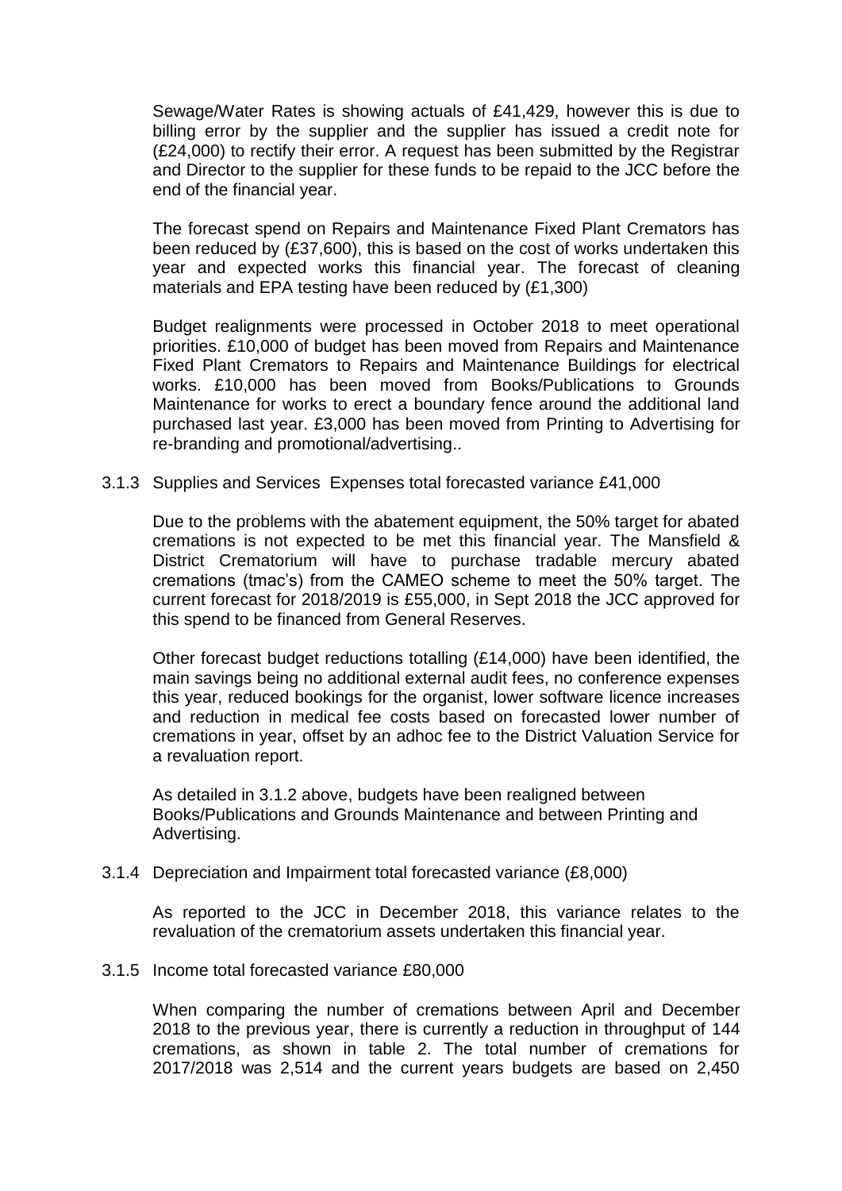Sewage/Water Rates is showing actuals of £41,429, however this is due to billing error by the supplier and the supplier has issued a credit note for (£24,000) to rectify their error. A request has been submitted by the Registrar and Director to the supplier for these funds to be repaid to the JCC before the end of the financial year.

The forecast spend on Repairs and Maintenance Fixed Plant Cremators has been reduced by (£37,600), this is based on the cost of works undertaken this year and expected works this financial year. The forecast of cleaning materials and EPA testing have been reduced by (£1,300)

Budget realignments were processed in October 2018 to meet operational priorities. £10,000 of budget has been moved from Repairs and Maintenance Fixed Plant Cremators to Repairs and Maintenance Buildings for electrical works. £10,000 has been moved from Books/Publications to Grounds Maintenance for works to erect a boundary fence around the additional land purchased last year. £3,000 has been moved from Printing to Advertising for re-branding and promotional/advertising..

3.1.3 Supplies and Services Expenses total forecasted variance £41,000

Due to the problems with the abatement equipment, the 50% target for abated cremations is not expected to be met this financial year. The Mansfield & District Crematorium will have to purchase tradable mercury abated cremations (tmac's) from the CAMEO scheme to meet the 50% target. The current forecast for 2018/2019 is £55,000, in Sept 2018 the JCC approved for this spend to be financed from General Reserves.

Other forecast budget reductions totalling (£14,000) have been identified, the main savings being no additional external audit fees, no conference expenses this year, reduced bookings for the organist, lower software licence increases and reduction in medical fee costs based on forecasted lower number of cremations in year, offset by an adhoc fee to the District Valuation Service for a revaluation report.

As detailed in 3.1.2 above, budgets have been realigned between Books/Publications and Grounds Maintenance and between Printing and Advertising.

3.1.4 Depreciation and Impairment total forecasted variance (£8,000)

As reported to the JCC in December 2018, this variance relates to the revaluation of the crematorium assets undertaken this financial year.

3.1.5 Income total forecasted variance £80,000

When comparing the number of cremations between April and December 2018 to the previous year, there is currently a reduction in throughput of 144 cremations, as shown in table 2. The total number of cremations for 2017/2018 was 2,514 and the current years budgets are based on 2,450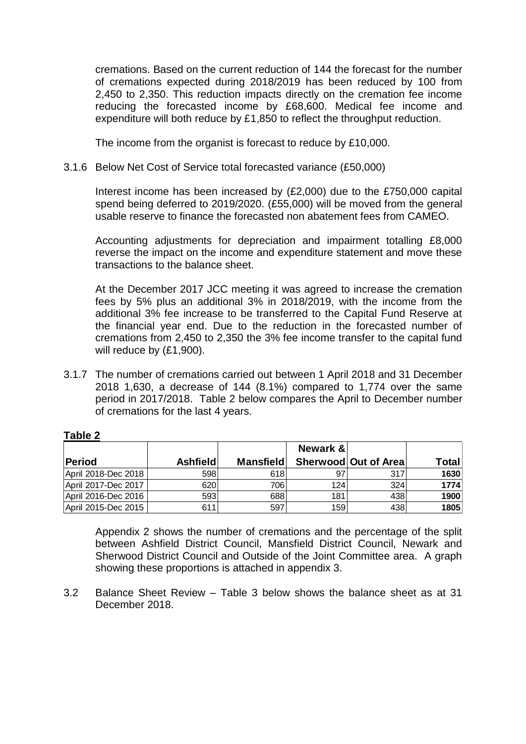cremations. Based on the current reduction of 144 the forecast for the number of cremations expected during 2018/2019 has been reduced by 100 from 2,450 to 2,350. This reduction impacts directly on the cremation fee income reducing the forecasted income by £68,600. Medical fee income and expenditure will both reduce by £1,850 to reflect the throughput reduction.

The income from the organist is forecast to reduce by £10,000.

3.1.6 Below Net Cost of Service total forecasted variance (£50,000)

Interest income has been increased by (£2,000) due to the £750,000 capital spend being deferred to 2019/2020. (£55,000) will be moved from the general usable reserve to finance the forecasted non abatement fees from CAMEO.

Accounting adjustments for depreciation and impairment totalling £8,000 reverse the impact on the income and expenditure statement and move these transactions to the balance sheet.

At the December 2017 JCC meeting it was agreed to increase the cremation fees by 5% plus an additional 3% in 2018/2019, with the income from the additional 3% fee increase to be transferred to the Capital Fund Reserve at the financial year end. Due to the reduction in the forecasted number of cremations from 2,450 to 2,350 the 3% fee income transfer to the capital fund will reduce by (£1,900).

3.1.7 The number of cremations carried out between 1 April 2018 and 31 December 2018 1,630, a decrease of 144 (8.1%) compared to 1,774 over the same period in 2017/2018. Table 2 below compares the April to December number of cremations for the last 4 years.

**Table 2**

| Period | Ashfield | Mansfield | Newark & Sherwood | Out of Area | Total |
|---|---|---|---|---|---|
| April 2018-Dec 2018 | 598 | 618 | 97 | 317 | **1630** |
| April 2017-Dec 2017 | 620 | 706 | 124 | 324 | **1774** |
| April 2016-Dec 2016 | 593 | 688 | 181 | 438 | **1900** |
| April 2015-Dec 2015 | 611 | 597 | 159 | 438 | **1805** |

Appendix 2 shows the number of cremations and the percentage of the split between Ashfield District Council, Mansfield District Council, Newark and Sherwood District Council and Outside of the Joint Committee area. A graph showing these proportions is attached in appendix 3.

3.2 Balance Sheet Review – Table 3 below shows the balance sheet as at 31 December 2018.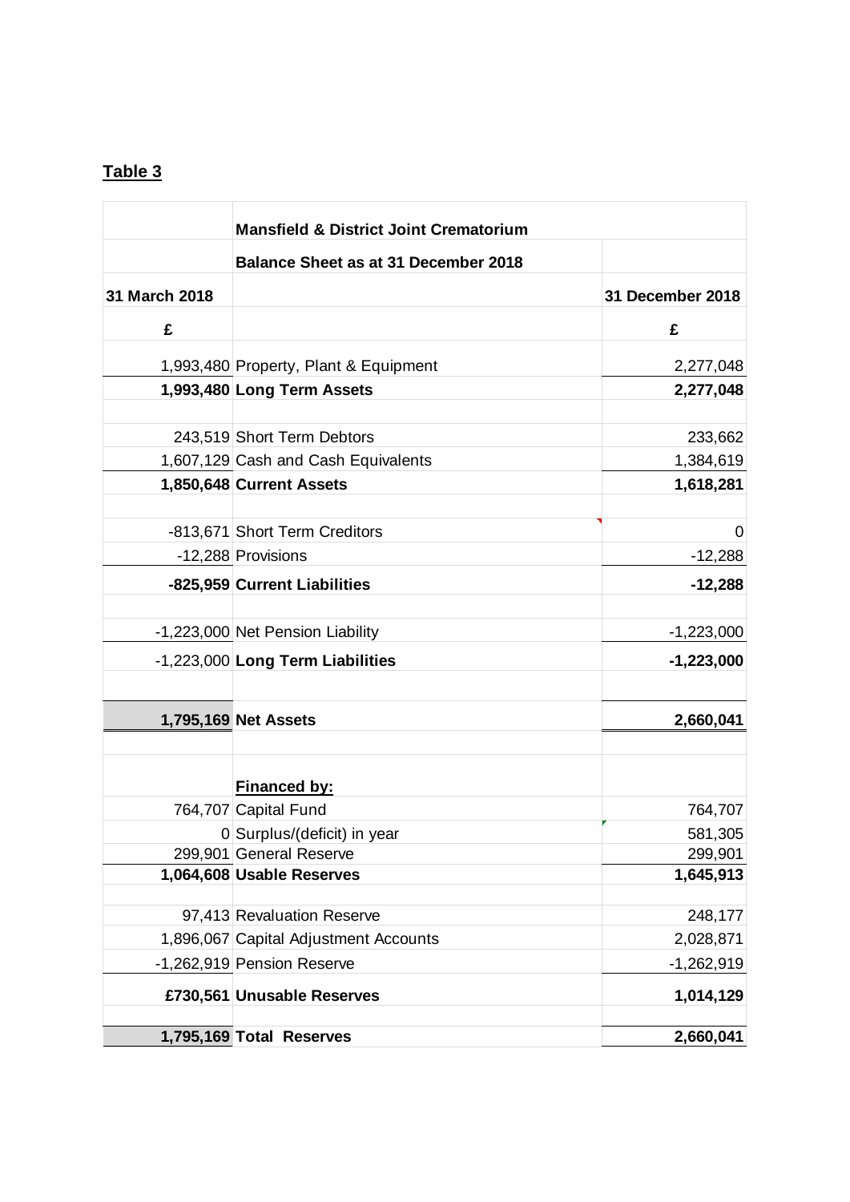**Table 3**

| 31 March 2018 | Mansfield & District Joint Crematorium<br>Balance Sheet as at 31 December 2018 | 31 December 2018 |
|---|---|---|
| £ | | £ |
| 1,993,480 | Property, Plant & Equipment | 2,277,048 |
| **1,993,480** | **Long Term Assets** | **2,277,048** |
| | | |
| 243,519 | Short Term Debtors | 233,662 |
| 1,607,129 | Cash and Cash Equivalents | 1,384,619 |
| **1,850,648** | **Current Assets** | **1,618,281** |
| | | |
| -813,671 | Short Term Creditors | 0 |
| -12,288 | Provisions | -12,288 |
| **-825,959** | **Current Liabilities** | **-12,288** |
| | | |
| -1,223,000 | Net Pension Liability | -1,223,000 |
| -1,223,000 | **Long Term Liabilities** | **-1,223,000** |
| | | |
| **1,795,169** | **Net Assets** | **2,660,041** |
| | | |
| | **Financed by:** | |
| 764,707 | Capital Fund | 764,707 |
| 0 | Surplus/(deficit) in year | 581,305 |
| 299,901 | General Reserve | 299,901 |
| **1,064,608** | **Usable Reserves** | **1,645,913** |
| | | |
| 97,413 | Revaluation Reserve | 248,177 |
| 1,896,067 | Capital Adjustment Accounts | 2,028,871 |
| -1,262,919 | Pension Reserve | -1,262,919 |
| **£730,561** | **Unusable Reserves** | **1,014,129** |
| | | |
| **1,795,169** | **Total Reserves** | **2,660,041** |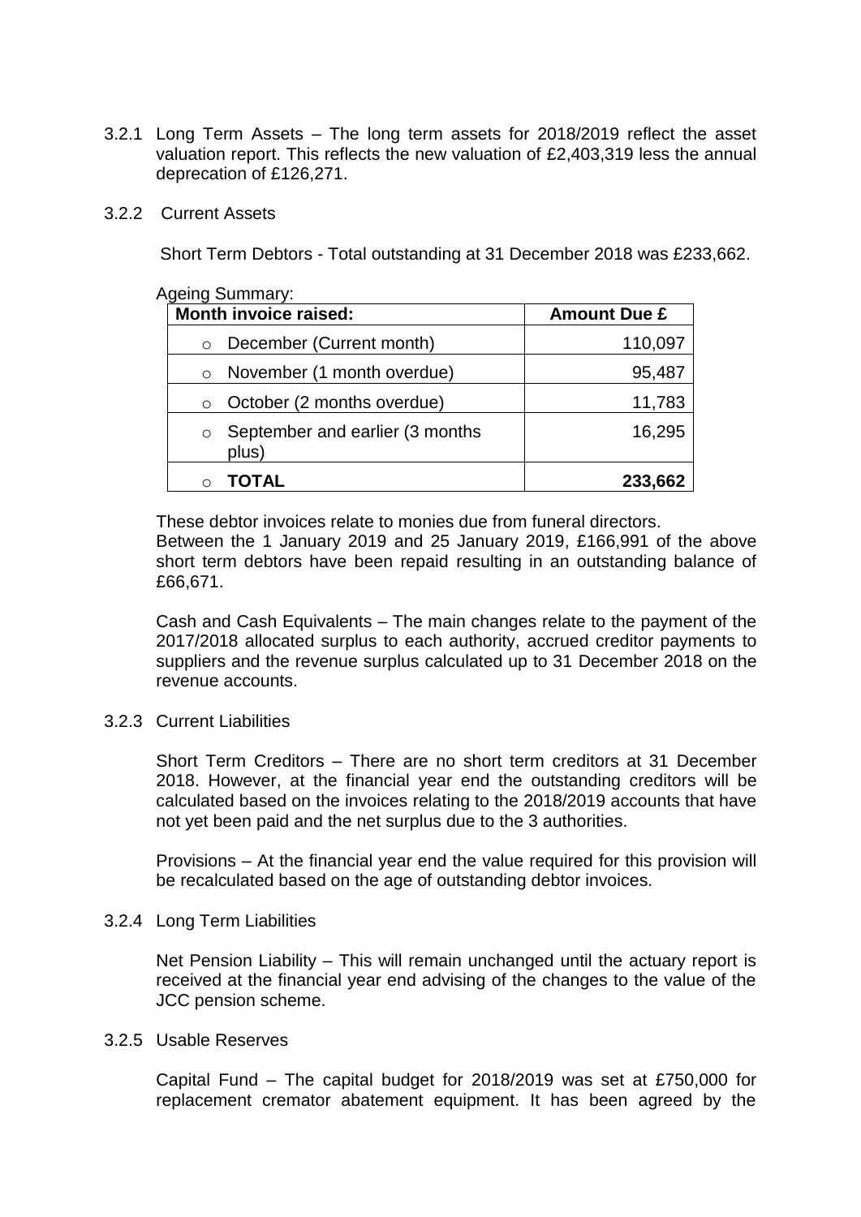3.2.1 Long Term Assets – The long term assets for 2018/2019 reflect the asset valuation report. This reflects the new valuation of £2,403,319 less the annual deprecation of £126,271.

3.2.2 Current Assets

Short Term Debtors - Total outstanding at 31 December 2018 was £233,662.

Ageing Summary:

| Month invoice raised: | Amount Due £ |
|---|---|
| ○ December (Current month) | 110,097 |
| ○ November (1 month overdue) | 95,487 |
| ○ October (2 months overdue) | 11,783 |
| ○ September and earlier (3 months plus) | 16,295 |
| ○ **TOTAL** | **233,662** |

These debtor invoices relate to monies due from funeral directors.
Between the 1 January 2019 and 25 January 2019, £166,991 of the above short term debtors have been repaid resulting in an outstanding balance of £66,671.

Cash and Cash Equivalents – The main changes relate to the payment of the 2017/2018 allocated surplus to each authority, accrued creditor payments to suppliers and the revenue surplus calculated up to 31 December 2018 on the revenue accounts.

3.2.3 Current Liabilities

Short Term Creditors – There are no short term creditors at 31 December 2018. However, at the financial year end the outstanding creditors will be calculated based on the invoices relating to the 2018/2019 accounts that have not yet been paid and the net surplus due to the 3 authorities.

Provisions – At the financial year end the value required for this provision will be recalculated based on the age of outstanding debtor invoices.

3.2.4 Long Term Liabilities

Net Pension Liability – This will remain unchanged until the actuary report is received at the financial year end advising of the changes to the value of the JCC pension scheme.

3.2.5 Usable Reserves

Capital Fund – The capital budget for 2018/2019 was set at £750,000 for replacement cremator abatement equipment. It has been agreed by the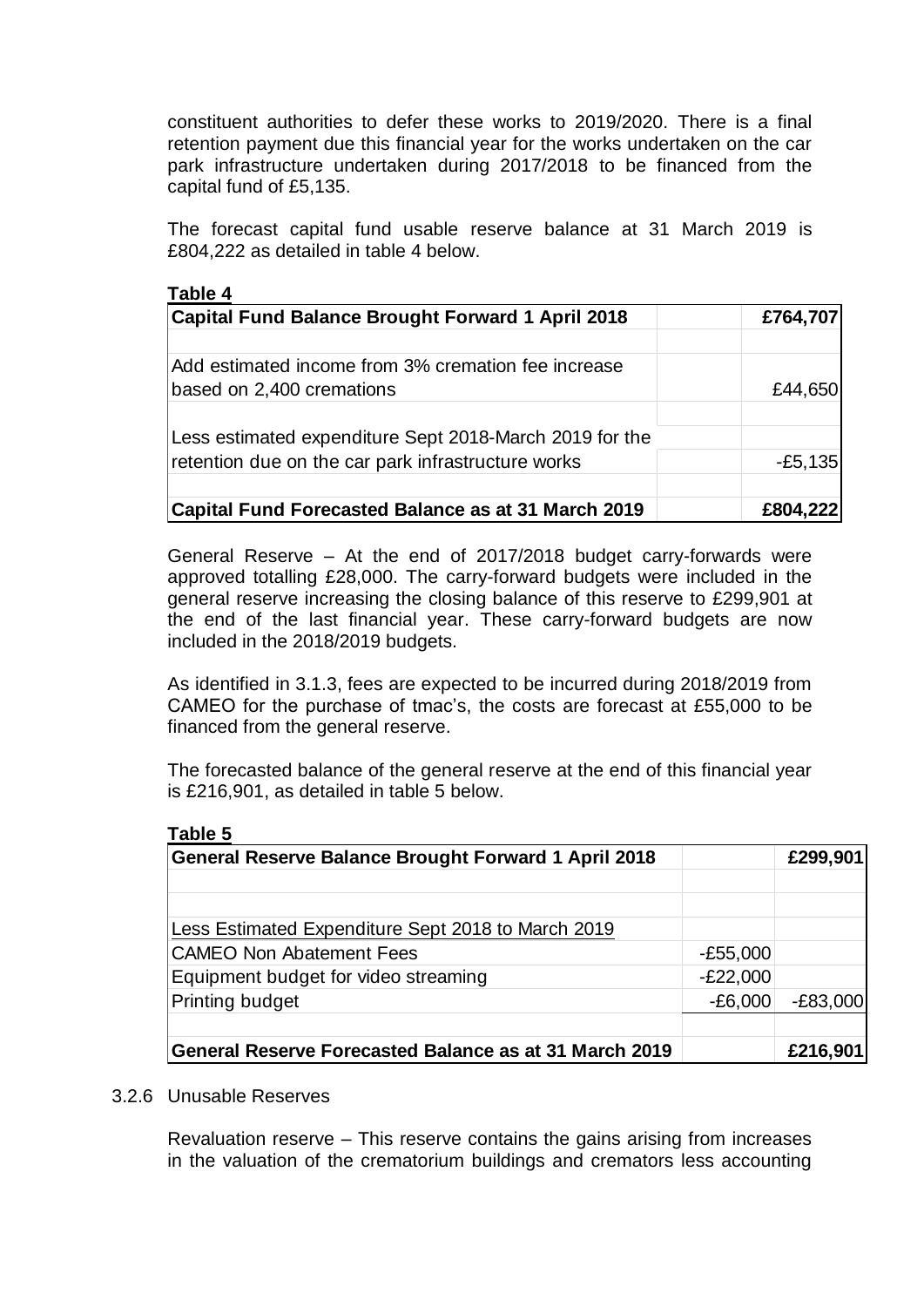constituent authorities to defer these works to 2019/2020. There is a final retention payment due this financial year for the works undertaken on the car park infrastructure undertaken during 2017/2018 to be financed from the capital fund of £5,135.

The forecast capital fund usable reserve balance at 31 March 2019 is £804,222 as detailed in table 4 below.

**Table 4**

| **Capital Fund Balance Brought Forward 1 April 2018** | | **£764,707** |
|---|---|---|
| | | |
| Add estimated income from 3% cremation fee increase based on 2,400 cremations | | £44,650 |
| | | |
| Less estimated expenditure Sept 2018-March 2019 for the retention due on the car park infrastructure works | | -£5,135 |
| | | |
| **Capital Fund Forecasted Balance as at 31 March 2019** | | **£804,222** |

General Reserve – At the end of 2017/2018 budget carry-forwards were approved totalling £28,000. The carry-forward budgets were included in the general reserve increasing the closing balance of this reserve to £299,901 at the end of the last financial year. These carry-forward budgets are now included in the 2018/2019 budgets.

As identified in 3.1.3, fees are expected to be incurred during 2018/2019 from CAMEO for the purchase of tmac's, the costs are forecast at £55,000 to be financed from the general reserve.

The forecasted balance of the general reserve at the end of this financial year is £216,901, as detailed in table 5 below.

**Table 5**

| **General Reserve Balance Brought Forward 1 April 2018** | | **£299,901** |
|---|---|---|
| | | |
| | | |
| Less Estimated Expenditure Sept 2018 to March 2019 | | |
| CAMEO Non Abatement Fees | -£55,000 | |
| Equipment budget for video streaming | -£22,000 | |
| Printing budget | -£6,000 | -£83,000 |
| | | |
| **General Reserve Forecasted Balance as at 31 March 2019** | | **£216,901** |

3.2.6 Unusable Reserves

Revaluation reserve – This reserve contains the gains arising from increases in the valuation of the crematorium buildings and cremators less accounting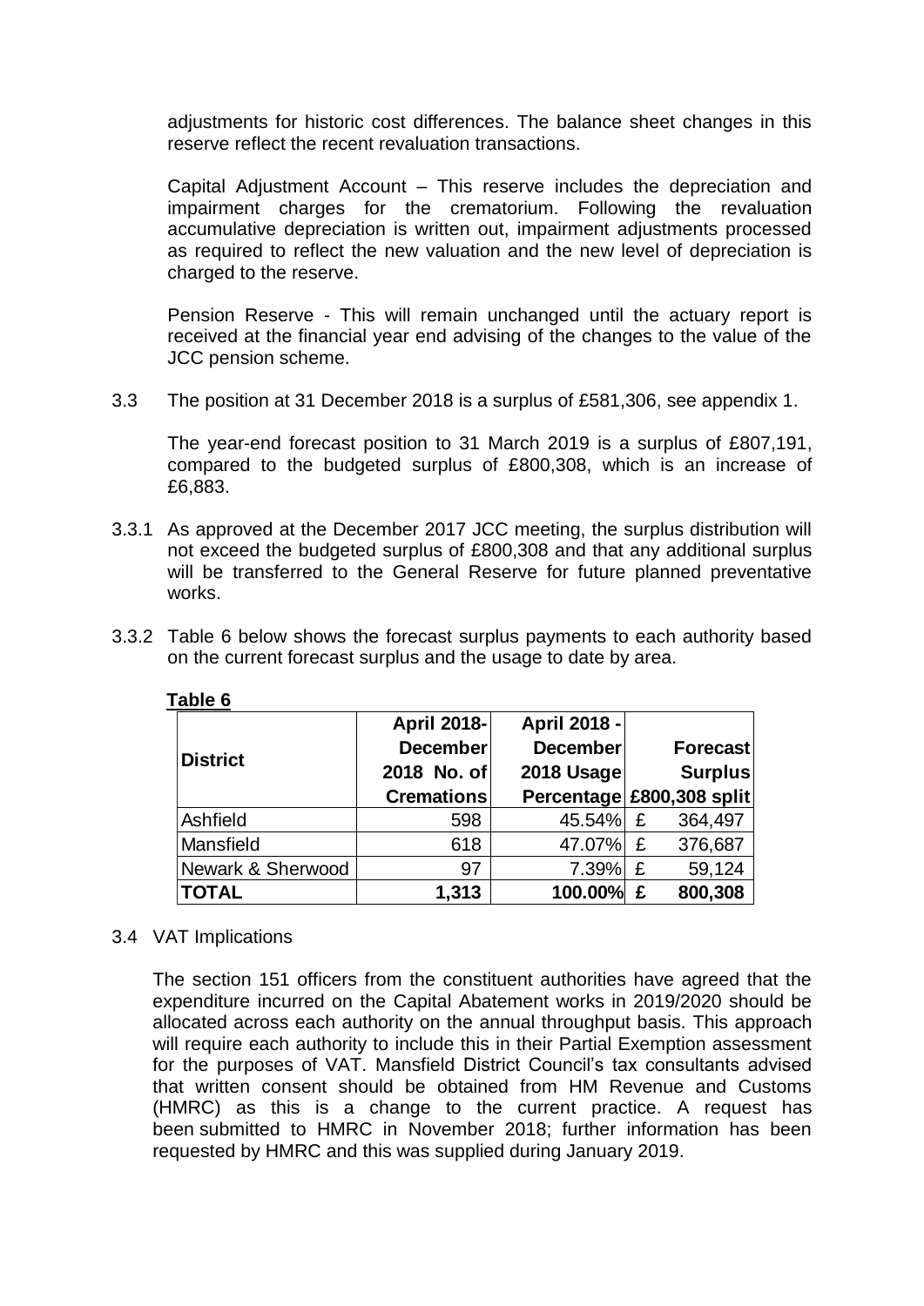adjustments for historic cost differences. The balance sheet changes in this reserve reflect the recent revaluation transactions.

Capital Adjustment Account – This reserve includes the depreciation and impairment charges for the crematorium. Following the revaluation accumulative depreciation is written out, impairment adjustments processed as required to reflect the new valuation and the new level of depreciation is charged to the reserve.

Pension Reserve - This will remain unchanged until the actuary report is received at the financial year end advising of the changes to the value of the JCC pension scheme.

3.3 The position at 31 December 2018 is a surplus of £581,306, see appendix 1.

The year-end forecast position to 31 March 2019 is a surplus of £807,191, compared to the budgeted surplus of £800,308, which is an increase of £6,883.

3.3.1 As approved at the December 2017 JCC meeting, the surplus distribution will not exceed the budgeted surplus of £800,308 and that any additional surplus will be transferred to the General Reserve for future planned preventative works.

3.3.2 Table 6 below shows the forecast surplus payments to each authority based on the current forecast surplus and the usage to date by area.

**Table 6**

| District | April 2018-December 2018 No. of Cremations | April 2018 - December 2018 Usage Percentage | Forecast Surplus £800,308 split |
|---|---|---|---|
| Ashfield | 598 | 45.54% | £ 364,497 |
| Mansfield | 618 | 47.07% | £ 376,687 |
| Newark & Sherwood | 97 | 7.39% | £ 59,124 |
| **TOTAL** | **1,313** | **100.00%** | **£ 800,308** |

3.4 VAT Implications

The section 151 officers from the constituent authorities have agreed that the expenditure incurred on the Capital Abatement works in 2019/2020 should be allocated across each authority on the annual throughput basis. This approach will require each authority to include this in their Partial Exemption assessment for the purposes of VAT. Mansfield District Council's tax consultants advised that written consent should be obtained from HM Revenue and Customs (HMRC) as this is a change to the current practice. A request has been submitted to HMRC in November 2018; further information has been requested by HMRC and this was supplied during January 2019.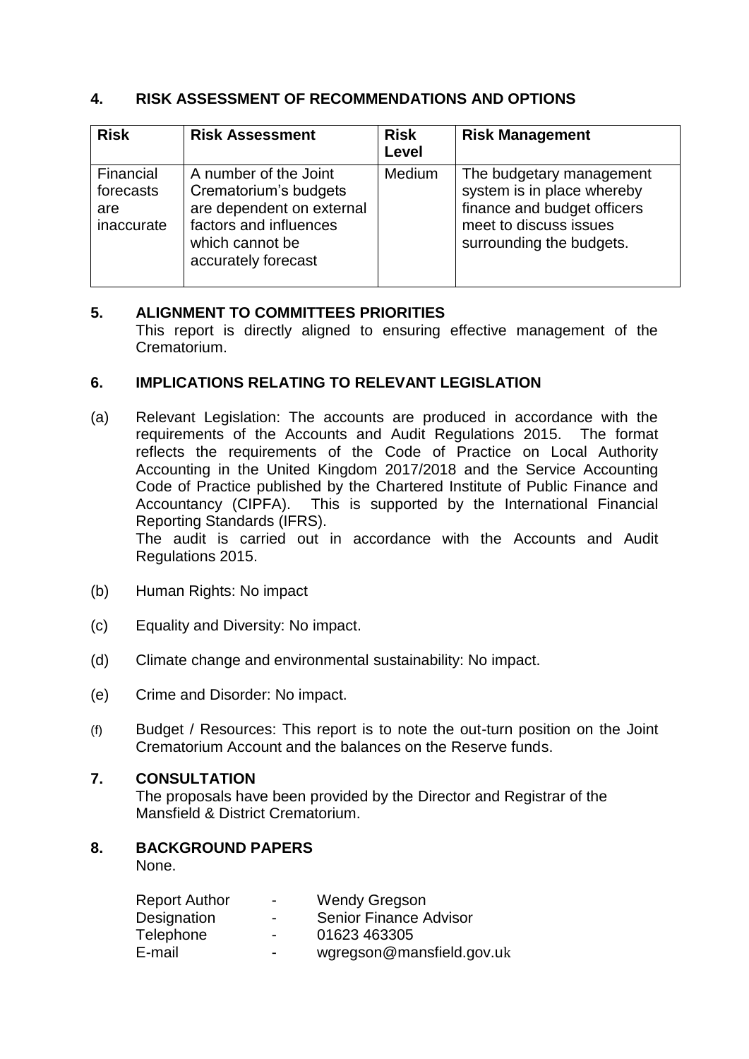## 4. RISK ASSESSMENT OF RECOMMENDATIONS AND OPTIONS

| Risk | Risk Assessment | Risk Level | Risk Management |
|---|---|---|---|
| Financial forecasts are inaccurate | A number of the Joint Crematorium's budgets are dependent on external factors and influences which cannot be accurately forecast | Medium | The budgetary management system is in place whereby finance and budget officers meet to discuss issues surrounding the budgets. |

## 5. ALIGNMENT TO COMMITTEES PRIORITIES

This report is directly aligned to ensuring effective management of the Crematorium.

## 6. IMPLICATIONS RELATING TO RELEVANT LEGISLATION

(a) Relevant Legislation: The accounts are produced in accordance with the requirements of the Accounts and Audit Regulations 2015. The format reflects the requirements of the Code of Practice on Local Authority Accounting in the United Kingdom 2017/2018 and the Service Accounting Code of Practice published by the Chartered Institute of Public Finance and Accountancy (CIPFA). This is supported by the International Financial Reporting Standards (IFRS).
The audit is carried out in accordance with the Accounts and Audit Regulations 2015.

(b) Human Rights: No impact

(c) Equality and Diversity: No impact.

(d) Climate change and environmental sustainability: No impact.

(e) Crime and Disorder: No impact.

(f) Budget / Resources: This report is to note the out-turn position on the Joint Crematorium Account and the balances on the Reserve funds.

## 7. CONSULTATION

The proposals have been provided by the Director and Registrar of the Mansfield & District Crematorium.

## 8. BACKGROUND PAPERS

None.

| | | |
|---|---|---|
| Report Author | - | Wendy Gregson |
| Designation | - | Senior Finance Advisor |
| Telephone | - | 01623 463305 |
| E-mail | - | wgregson@mansfield.gov.uk |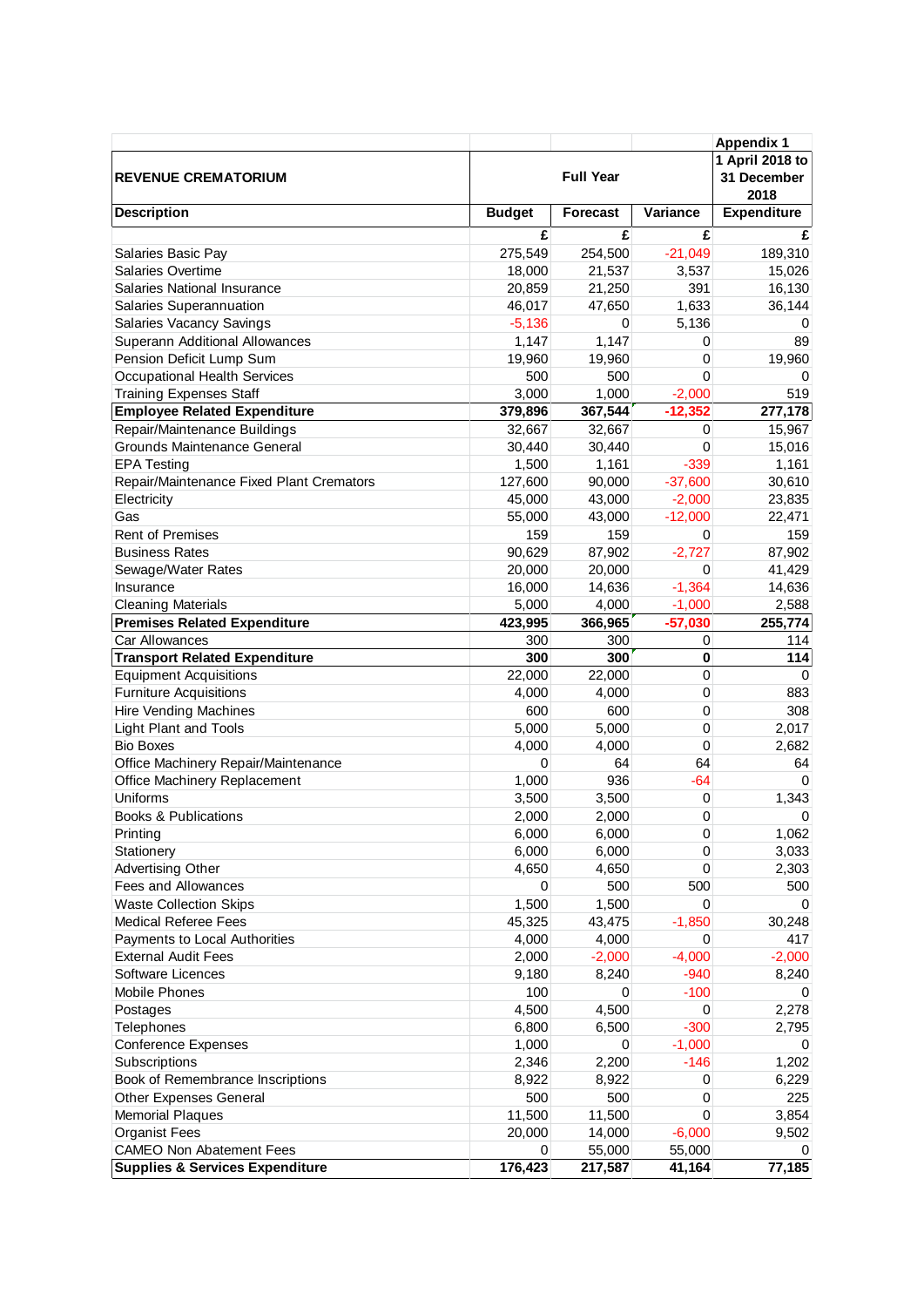| | | | | Appendix 1 |
|---|---|---|---|---|
| **REVENUE CREMATORIUM** | **Full Year** | | | **1 April 2018 to 31 December 2018** |
| **Description** | **Budget** | **Forecast** | **Variance** | **Expenditure** |
| | **£** | **£** | **£** | **£** |
| Salaries Basic Pay | 275,549 | 254,500 | -21,049 | 189,310 |
| Salaries Overtime | 18,000 | 21,537 | 3,537 | 15,026 |
| Salaries National Insurance | 20,859 | 21,250 | 391 | 16,130 |
| Salaries Superannuation | 46,017 | 47,650 | 1,633 | 36,144 |
| Salaries Vacancy Savings | -5,136 | 0 | 5,136 | 0 |
| Superann Additional Allowances | 1,147 | 1,147 | 0 | 89 |
| Pension Deficit Lump Sum | 19,960 | 19,960 | 0 | 19,960 |
| Occupational Health Services | 500 | 500 | 0 | 0 |
| Training Expenses Staff | 3,000 | 1,000 | -2,000 | 519 |
| **Employee Related Expenditure** | **379,896** | **367,544** | **-12,352** | **277,178** |
| Repair/Maintenance Buildings | 32,667 | 32,667 | 0 | 15,967 |
| Grounds Maintenance General | 30,440 | 30,440 | 0 | 15,016 |
| EPA Testing | 1,500 | 1,161 | -339 | 1,161 |
| Repair/Maintenance Fixed Plant Cremators | 127,600 | 90,000 | -37,600 | 30,610 |
| Electricity | 45,000 | 43,000 | -2,000 | 23,835 |
| Gas | 55,000 | 43,000 | -12,000 | 22,471 |
| Rent of Premises | 159 | 159 | 0 | 159 |
| Business Rates | 90,629 | 87,902 | -2,727 | 87,902 |
| Sewage/Water Rates | 20,000 | 20,000 | 0 | 41,429 |
| Insurance | 16,000 | 14,636 | -1,364 | 14,636 |
| Cleaning Materials | 5,000 | 4,000 | -1,000 | 2,588 |
| **Premises Related Expenditure** | **423,995** | **366,965** | **-57,030** | **255,774** |
| Car Allowances | 300 | 300 | 0 | 114 |
| **Transport Related Expenditure** | **300** | **300** | **0** | **114** |
| Equipment Acquisitions | 22,000 | 22,000 | 0 | 0 |
| Furniture Acquisitions | 4,000 | 4,000 | 0 | 883 |
| Hire Vending Machines | 600 | 600 | 0 | 308 |
| Light Plant and Tools | 5,000 | 5,000 | 0 | 2,017 |
| Bio Boxes | 4,000 | 4,000 | 0 | 2,682 |
| Office Machinery Repair/Maintenance | 0 | 64 | 64 | 64 |
| Office Machinery Replacement | 1,000 | 936 | -64 | 0 |
| Uniforms | 3,500 | 3,500 | 0 | 1,343 |
| Books & Publications | 2,000 | 2,000 | 0 | 0 |
| Printing | 6,000 | 6,000 | 0 | 1,062 |
| Stationery | 6,000 | 6,000 | 0 | 3,033 |
| Advertising Other | 4,650 | 4,650 | 0 | 2,303 |
| Fees and Allowances | 0 | 500 | 500 | 500 |
| Waste Collection Skips | 1,500 | 1,500 | 0 | 0 |
| Medical Referee Fees | 45,325 | 43,475 | -1,850 | 30,248 |
| Payments to Local Authorities | 4,000 | 4,000 | 0 | 417 |
| External Audit Fees | 2,000 | -2,000 | -4,000 | -2,000 |
| Software Licences | 9,180 | 8,240 | -940 | 8,240 |
| Mobile Phones | 100 | 0 | -100 | 0 |
| Postages | 4,500 | 4,500 | 0 | 2,278 |
| Telephones | 6,800 | 6,500 | -300 | 2,795 |
| Conference Expenses | 1,000 | 0 | -1,000 | 0 |
| Subscriptions | 2,346 | 2,200 | -146 | 1,202 |
| Book of Remembrance Inscriptions | 8,922 | 8,922 | 0 | 6,229 |
| Other Expenses General | 500 | 500 | 0 | 225 |
| Memorial Plaques | 11,500 | 11,500 | 0 | 3,854 |
| Organist Fees | 20,000 | 14,000 | -6,000 | 9,502 |
| CAMEO Non Abatement Fees | 0 | 55,000 | 55,000 | 0 |
| **Supplies & Services Expenditure** | **176,423** | **217,587** | **41,164** | **77,185** |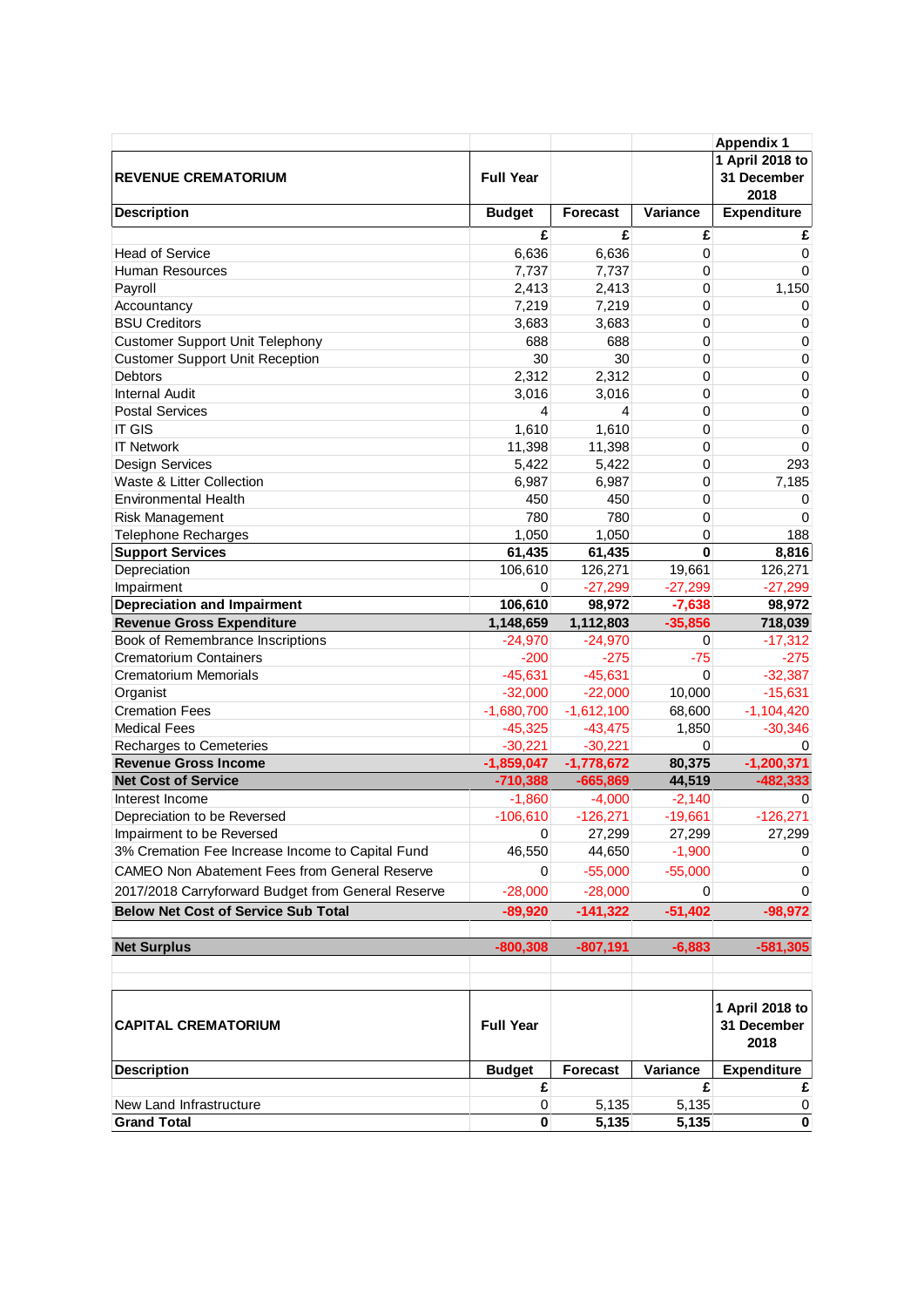| | | | | Appendix 1 |
|---|---|---|---|---|
| **REVENUE CREMATORIUM** | **Full Year** | | | **1 April 2018 to 31 December 2018** |
| **Description** | **Budget** | **Forecast** | **Variance** | **Expenditure** |
| | **£** | **£** | **£** | **£** |
| Head of Service | 6,636 | 6,636 | 0 | 0 |
| Human Resources | 7,737 | 7,737 | 0 | 0 |
| Payroll | 2,413 | 2,413 | 0 | 1,150 |
| Accountancy | 7,219 | 7,219 | 0 | 0 |
| BSU Creditors | 3,683 | 3,683 | 0 | 0 |
| Customer Support Unit Telephony | 688 | 688 | 0 | 0 |
| Customer Support Unit Reception | 30 | 30 | 0 | 0 |
| Debtors | 2,312 | 2,312 | 0 | 0 |
| Internal Audit | 3,016 | 3,016 | 0 | 0 |
| Postal Services | 4 | 4 | 0 | 0 |
| IT GIS | 1,610 | 1,610 | 0 | 0 |
| IT Network | 11,398 | 11,398 | 0 | 0 |
| Design Services | 5,422 | 5,422 | 0 | 293 |
| Waste & Litter Collection | 6,987 | 6,987 | 0 | 7,185 |
| Environmental Health | 450 | 450 | 0 | 0 |
| Risk Management | 780 | 780 | 0 | 0 |
| Telephone Recharges | 1,050 | 1,050 | 0 | 188 |
| **Support Services** | **61,435** | **61,435** | **0** | **8,816** |
| Depreciation | 106,610 | 126,271 | 19,661 | 126,271 |
| Impairment | 0 | -27,299 | -27,299 | -27,299 |
| **Depreciation and Impairment** | **106,610** | **98,972** | **-7,638** | **98,972** |
| **Revenue Gross Expenditure** | **1,148,659** | **1,112,803** | **-35,856** | **718,039** |
| Book of Remembrance Inscriptions | -24,970 | -24,970 | 0 | -17,312 |
| Crematorium Containers | -200 | -275 | -75 | -275 |
| Crematorium Memorials | -45,631 | -45,631 | 0 | -32,387 |
| Organist | -32,000 | -22,000 | 10,000 | -15,631 |
| Cremation Fees | -1,680,700 | -1,612,100 | 68,600 | -1,104,420 |
| Medical Fees | -45,325 | -43,475 | 1,850 | -30,346 |
| Recharges to Cemeteries | -30,221 | -30,221 | 0 | 0 |
| **Revenue Gross Income** | **-1,859,047** | **-1,778,672** | **80,375** | **-1,200,371** |
| **Net Cost of Service** | **-710,388** | **-665,869** | **44,519** | **-482,333** |
| Interest Income | -1,860 | -4,000 | -2,140 | 0 |
| Depreciation to be Reversed | -106,610 | -126,271 | -19,661 | -126,271 |
| Impairment to be Reversed | 0 | 27,299 | 27,299 | 27,299 |
| 3% Cremation Fee Increase Income to Capital Fund | 46,550 | 44,650 | -1,900 | 0 |
| CAMEO Non Abatement Fees from General Reserve | 0 | -55,000 | -55,000 | 0 |
| 2017/2018 Carryforward Budget from General Reserve | -28,000 | -28,000 | 0 | 0 |
| **Below Net Cost of Service Sub Total** | **-89,920** | **-141,322** | **-51,402** | **-98,972** |
| | | | | |
| **Net Surplus** | **-800,308** | **-807,191** | **-6,883** | **-581,305** |

| **CAPITAL CREMATORIUM** | **Full Year** | | | **1 April 2018 to 31 December 2018** |
|---|---|---|---|---|
| **Description** | **Budget** | **Forecast** | **Variance** | **Expenditure** |
| | **£** | | **£** | **£** |
| New Land Infrastructure | 0 | 5,135 | 5,135 | 0 |
| **Grand Total** | **0** | **5,135** | **5,135** | **0** |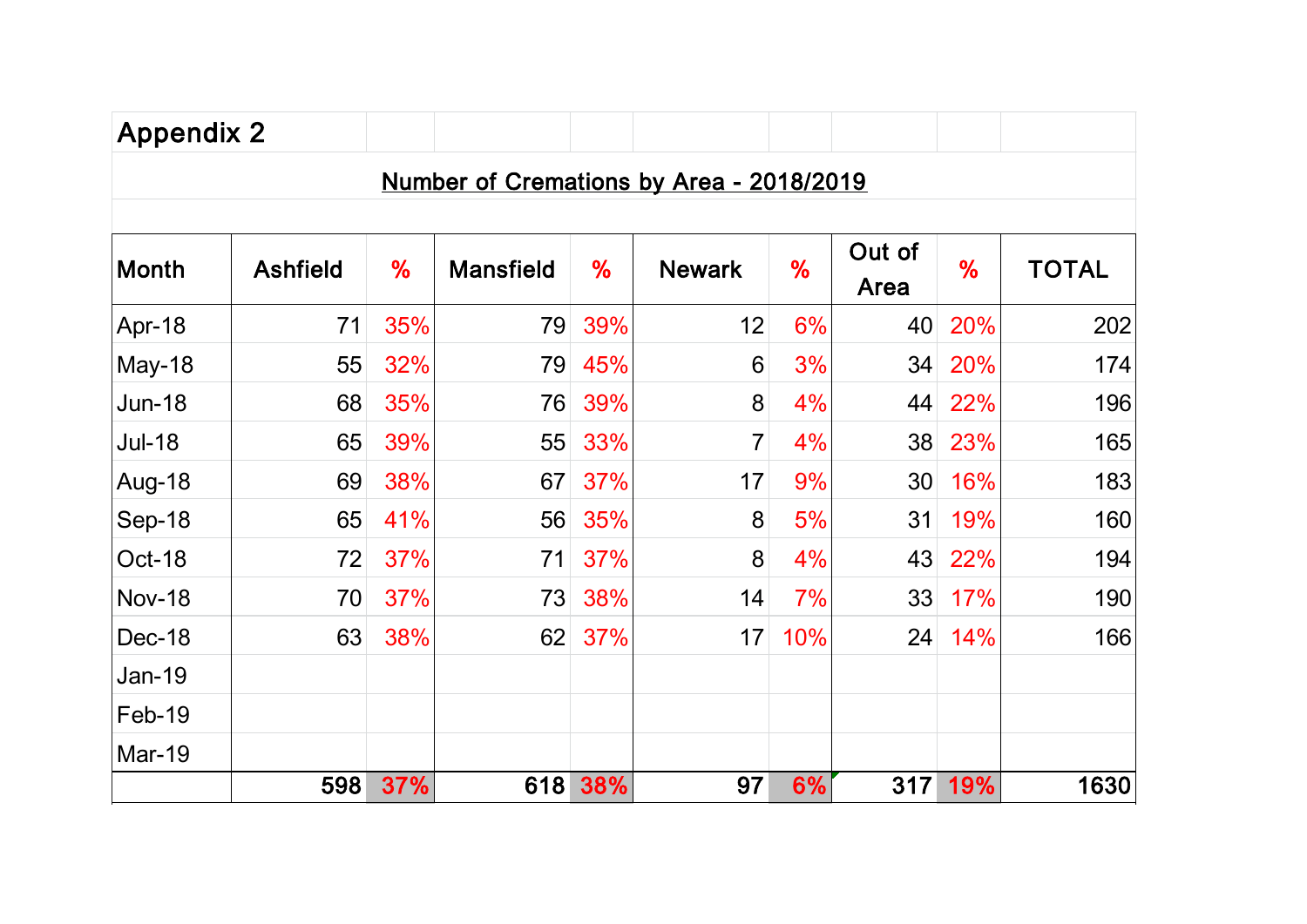Appendix 2

**Number of Cremations by Area - 2018/2019**

| Month | Ashfield | % | Mansfield | % | Newark | % | Out of Area | % | TOTAL |
|---|---|---|---|---|---|---|---|---|---|
| Apr-18 | 71 | 35% | 79 | 39% | 12 | 6% | 40 | 20% | 202 |
| May-18 | 55 | 32% | 79 | 45% | 6 | 3% | 34 | 20% | 174 |
| Jun-18 | 68 | 35% | 76 | 39% | 8 | 4% | 44 | 22% | 196 |
| Jul-18 | 65 | 39% | 55 | 33% | 7 | 4% | 38 | 23% | 165 |
| Aug-18 | 69 | 38% | 67 | 37% | 17 | 9% | 30 | 16% | 183 |
| Sep-18 | 65 | 41% | 56 | 35% | 8 | 5% | 31 | 19% | 160 |
| Oct-18 | 72 | 37% | 71 | 37% | 8 | 4% | 43 | 22% | 194 |
| Nov-18 | 70 | 37% | 73 | 38% | 14 | 7% | 33 | 17% | 190 |
| Dec-18 | 63 | 38% | 62 | 37% | 17 | 10% | 24 | 14% | 166 |
| Jan-19 | | | | | | | | | |
| Feb-19 | | | | | | | | | |
| Mar-19 | | | | | | | | | |
| | **598** | **37%** | **618** | **38%** | **97** | **6%** | **317** | **19%** | **1630** |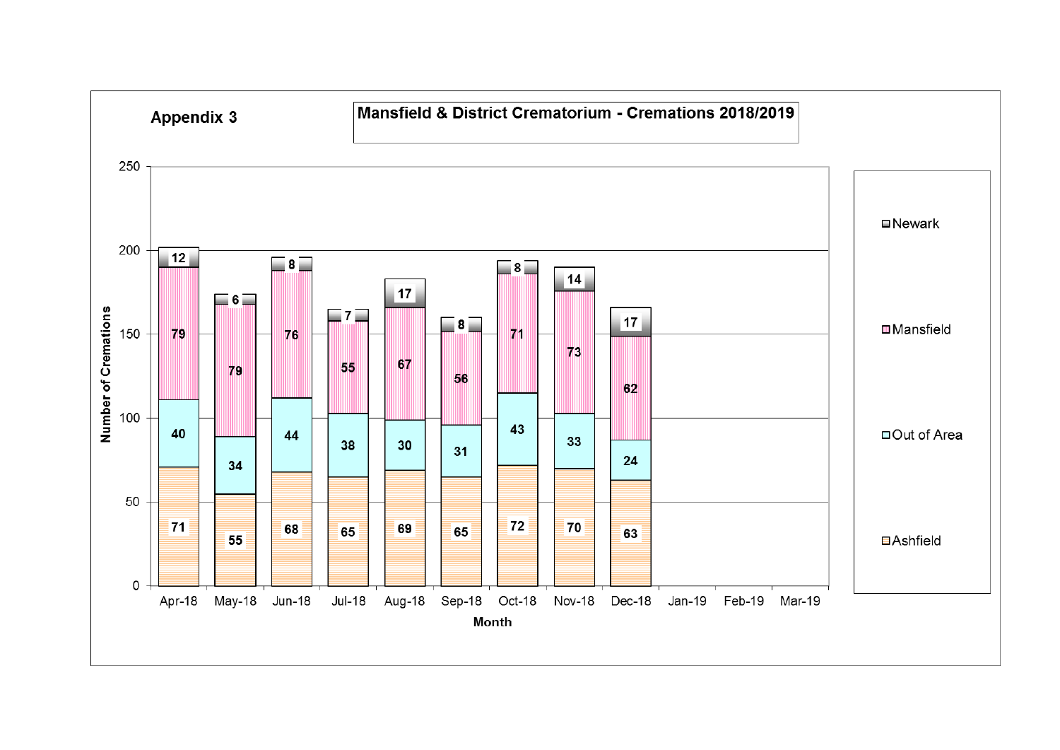Appendix 3

**Mansfield & District Crematorium - Cremations 2018/2019**

250
200
150
100
50
0

Number of Cremations

12
79
40
71

6
79
34
55

8
76
44
68

7
55
38
65

17
67
30
69

8
56
31
65

8
71
43
72

14
73
33
70

17
62
24
63

Apr-18 May-18 Jun-18 Jul-18 Aug-18 Sep-18 Oct-18 Nov-18 Dec-18 Jan-19 Feb-19 Mar-19

Month

Newark
Mansfield
Out of Area
Ashfield